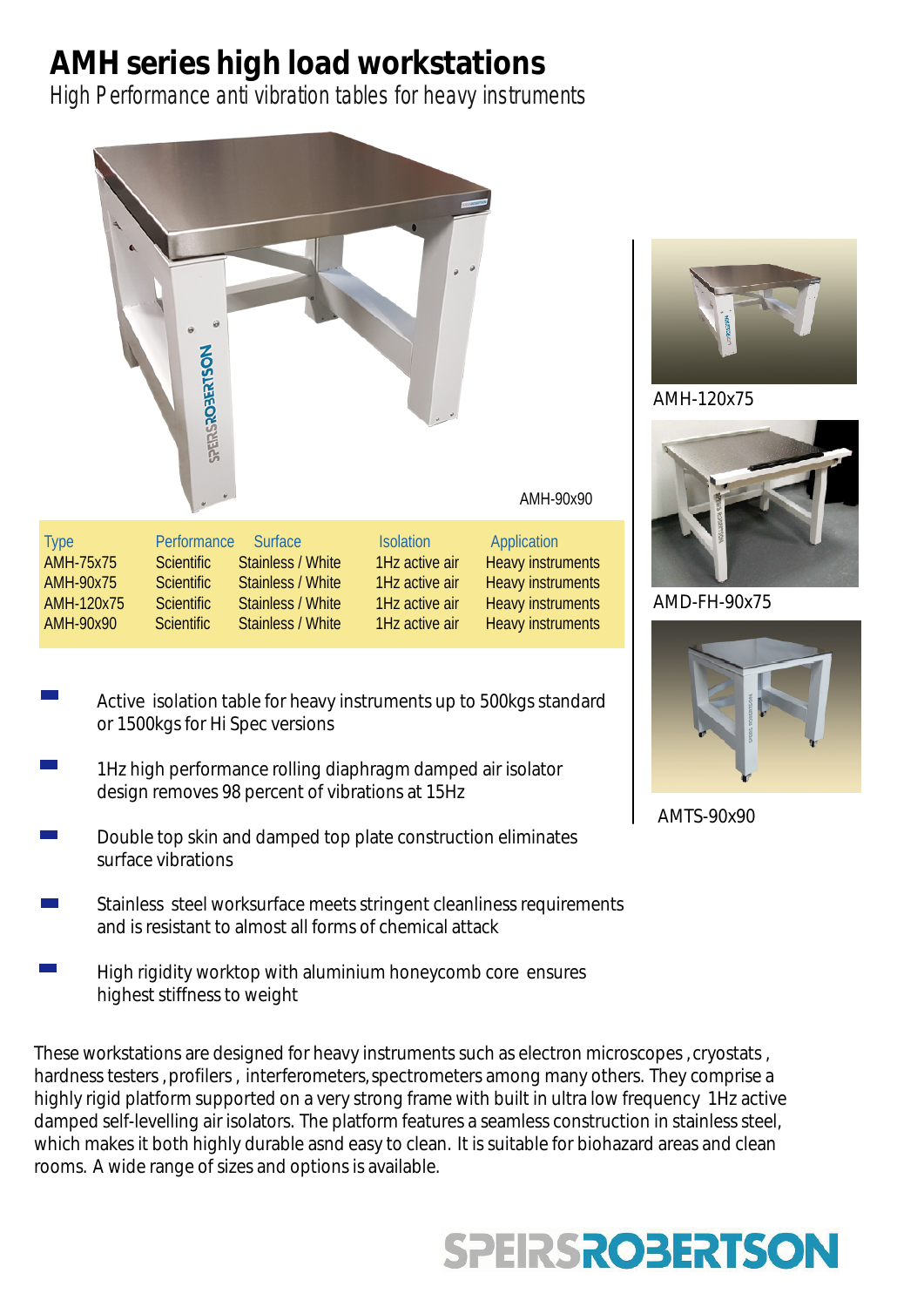# AMH series high load workstations

*High Performance anti vibration tables for heavy instruments*

AMH-90x90

| Type | Performance | Surface | Isolation | Application |
|---|---|---|---|---|
| AMH-75x75 | Scientific | Stainless / White | 1Hz active air | Heavy instruments |
| AMH-90x75 | Scientific | Stainless / White | 1Hz active air | Heavy instruments |
| AMH-120x75 | Scientific | Stainless / White | 1Hz active air | Heavy instruments |
| AMH-90x90 | Scientific | Stainless / White | 1Hz active air | Heavy instruments |

AMH-120x75

AMD-FH-90x75

AMTS-90x90

- Active isolation table for heavy instruments up to 500kgs standard or 1500kgs for Hi Spec versions
- 1Hz high performance rolling diaphragm damped air isolator design removes 98 percent of vibrations at 15Hz
- Double top skin and damped top plate construction eliminates surface vibrations
- Stainless steel worksurface meets stringent cleanliness requirements and is resistant to almost all forms of chemical attack
- High rigidity worktop with aluminium honeycomb core ensures highest stiffness to weight

These workstations are designed for heavy instruments such as electron microscopes , cryostats , hardness testers , profilers , interferometers, spectrometers among many others. They comprise a highly rigid platform supported on a very strong frame with built in ultra low frequency 1Hz active damped self-levelling air isolators. The platform features a seamless construction in stainless steel, which makes it both highly durable asnd easy to clean. It is suitable for biohazard areas and clean rooms. A wide range of sizes and options is available.

SPEIRSROBERTSON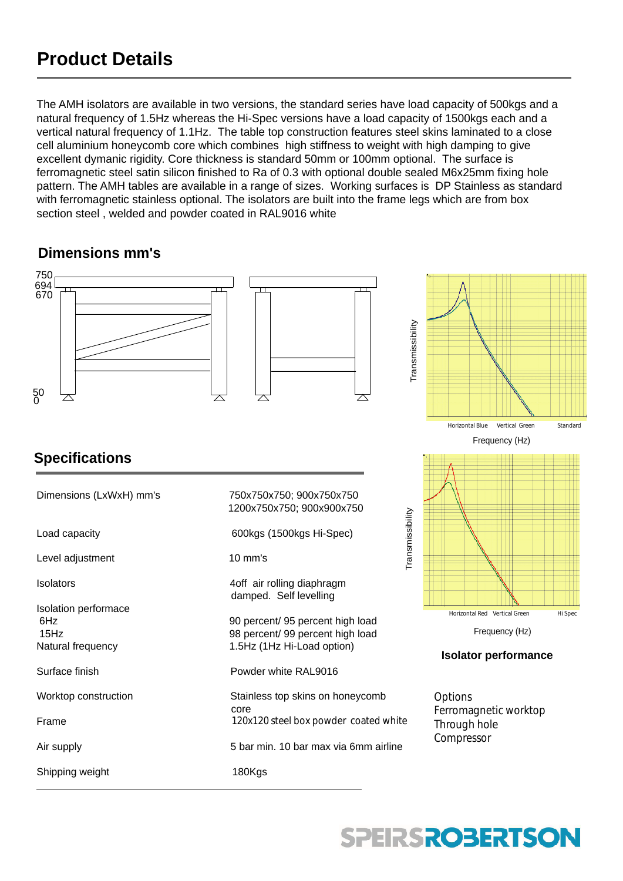# Product Details

The AMH isolators are available in two versions, the standard series have load capacity of 500kgs and a natural frequency of 1.5Hz whereas the Hi-Spec versions have a load capacity of 1500kgs each and a vertical natural frequency of 1.1Hz. The table top construction features steel skins laminated to a close cell aluminium honeycomb core which combines high stiffness to weight with high damping to give excellent dymanic rigidity. Core thickness is standard 50mm or 100mm optional. The surface is ferromagnetic steel satin silicon finished to Ra of 0.3 with optional double sealed M6x25mm fixing hole pattern. The AMH tables are available in a range of sizes. Working surfaces is DP Stainless as standard with ferromagnetic stainless optional. The isolators are built into the frame legs which are from box section steel , welded and powder coated in RAL9016 white

## Dimensions mm's

750
694
670
50
0

Transmissibility

Horizontal Blue Vertical Green Standard

Frequency (Hz)

## Specifications

| | |
|---|---|
| Dimensions (LxWxH) mm's | 750x750x750; 900x750x750<br>1200x750x750; 900x900x750 |
| Load capacity | 600kgs (1500kgs Hi-Spec) |
| Level adjustment | 10 mm's |
| Isolators | 4off air rolling diaphragm damped. Self levelling |
| Isolation performace | |
| 6Hz | 90 percent/ 95 percent high load |
| 15Hz | 98 percent/ 99 percent high load |
| Natural frequency | 1.5Hz (1Hz Hi-Load option) |
| Surface finish | Powder white RAL9016 |
| Worktop construction | Stainless top skins on honeycomb core |
| Frame | 120x120 steel box powder coated white |
| Air supply | 5 bar min. 10 bar max via 6mm airline |
| Shipping weight | 180Kgs |

Transmissibility

Horizontal Red Vertical Green Hi Spec

Frequency (Hz)

**Isolator performance**

Options
Ferromagnetic worktop
Through hole
Compressor

SPEIRSROBERTSON